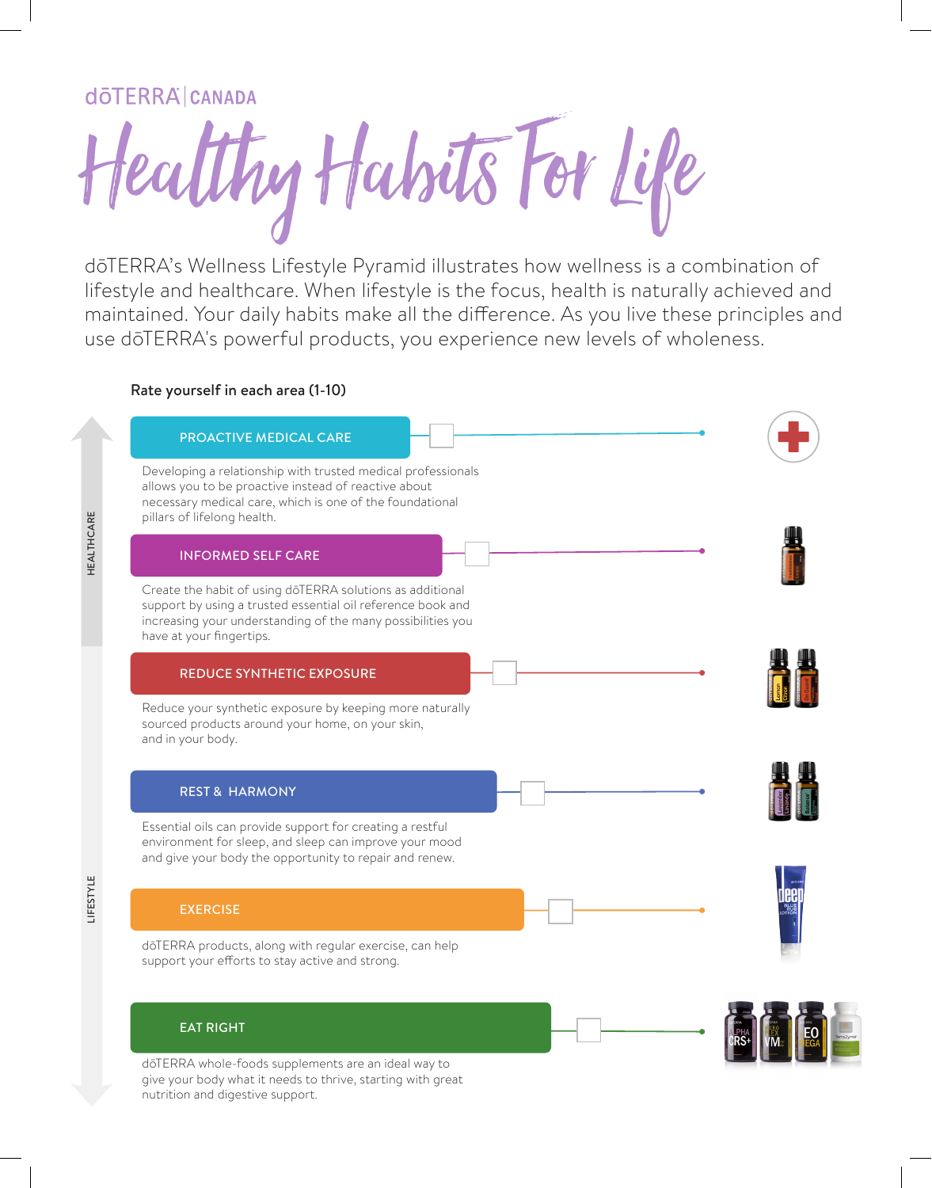dōTERRA | CANADA

# Healthy Habits For Life

dōTERRA's Wellness Lifestyle Pyramid illustrates how wellness is a combination of lifestyle and healthcare. When lifestyle is the focus, health is naturally achieved and maintained. Your daily habits make all the difference. As you live these principles and use dōTERRA's powerful products, you experience new levels of wholeness.

**Rate yourself in each area (1-10)**

HEALTHCARE

## PROACTIVE MEDICAL CARE

Developing a relationship with trusted medical professionals allows you to be proactive instead of reactive about necessary medical care, which is one of the foundational pillars of lifelong health.

## INFORMED SELF CARE

Create the habit of using dōTERRA solutions as additional support by using a trusted essential oil reference book and increasing your understanding of the many possibilities you have at your fingertips.

LIFESTYLE

## REDUCE SYNTHETIC EXPOSURE

Reduce your synthetic exposure by keeping more naturally sourced products around your home, on your skin, and in your body.

## REST & HARMONY

Essential oils can provide support for creating a restful environment for sleep, and sleep can improve your mood and give your body the opportunity to repair and renew.

## EXERCISE

dōTERRA products, along with regular exercise, can help support your efforts to stay active and strong.

## EAT RIGHT

dōTERRA whole-foods supplements are an ideal way to give your body what it needs to thrive, starting with great nutrition and digestive support.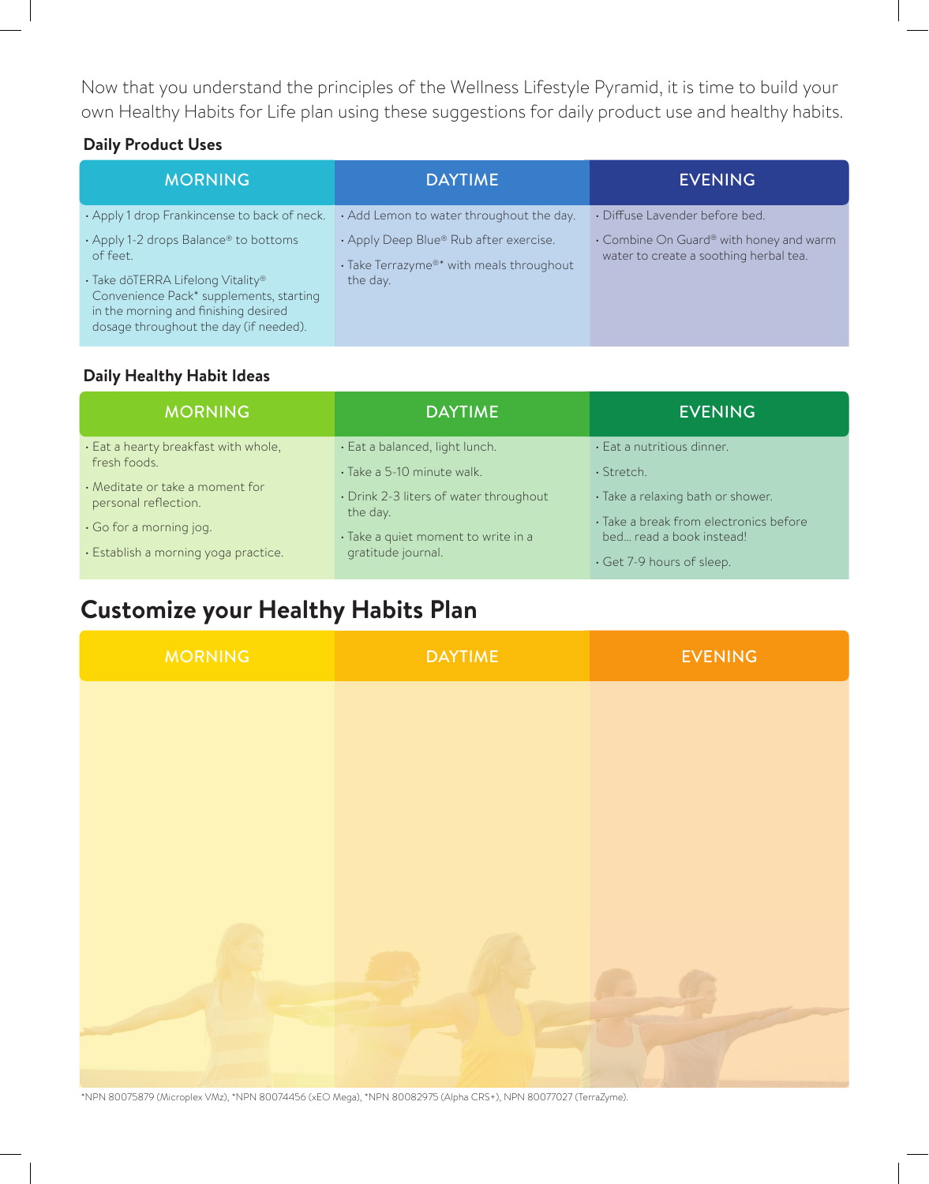Now that you understand the principles of the Wellness Lifestyle Pyramid, it is time to build your own Healthy Habits for Life plan using these suggestions for daily product use and healthy habits.

### Daily Product Uses

| MORNING | DAYTIME | EVENING |
|---|---|---|
| • Apply 1 drop Frankincense to back of neck.<br>• Apply 1-2 drops Balance® to bottoms of feet.<br>• Take dōTERRA Lifelong Vitality® Convenience Pack* supplements, starting in the morning and finishing desired dosage throughout the day (if needed). | • Add Lemon to water throughout the day.<br>• Apply Deep Blue® Rub after exercise.<br>• Take Terrazyme®* with meals throughout the day. | • Diffuse Lavender before bed.<br>• Combine On Guard® with honey and warm water to create a soothing herbal tea. |

### Daily Healthy Habit Ideas

| MORNING | DAYTIME | EVENING |
|---|---|---|
| • Eat a hearty breakfast with whole, fresh foods.<br>• Meditate or take a moment for personal reflection.<br>• Go for a morning jog.<br>• Establish a morning yoga practice. | • Eat a balanced, light lunch.<br>• Take a 5-10 minute walk.<br>• Drink 2-3 liters of water throughout the day.<br>• Take a quiet moment to write in a gratitude journal. | • Eat a nutritious dinner.<br>• Stretch.<br>• Take a relaxing bath or shower.<br>• Take a break from electronics before bed... read a book instead!<br>• Get 7-9 hours of sleep. |

## Customize your Healthy Habits Plan

| MORNING | DAYTIME | EVENING |
|---|---|---|
| | | |

*NPN 80075879 (Microplex VMz), *NPN 80074456 (xEO Mega), *NPN 80082975 (Alpha CRS+), NPN 80077027 (TerraZyme).